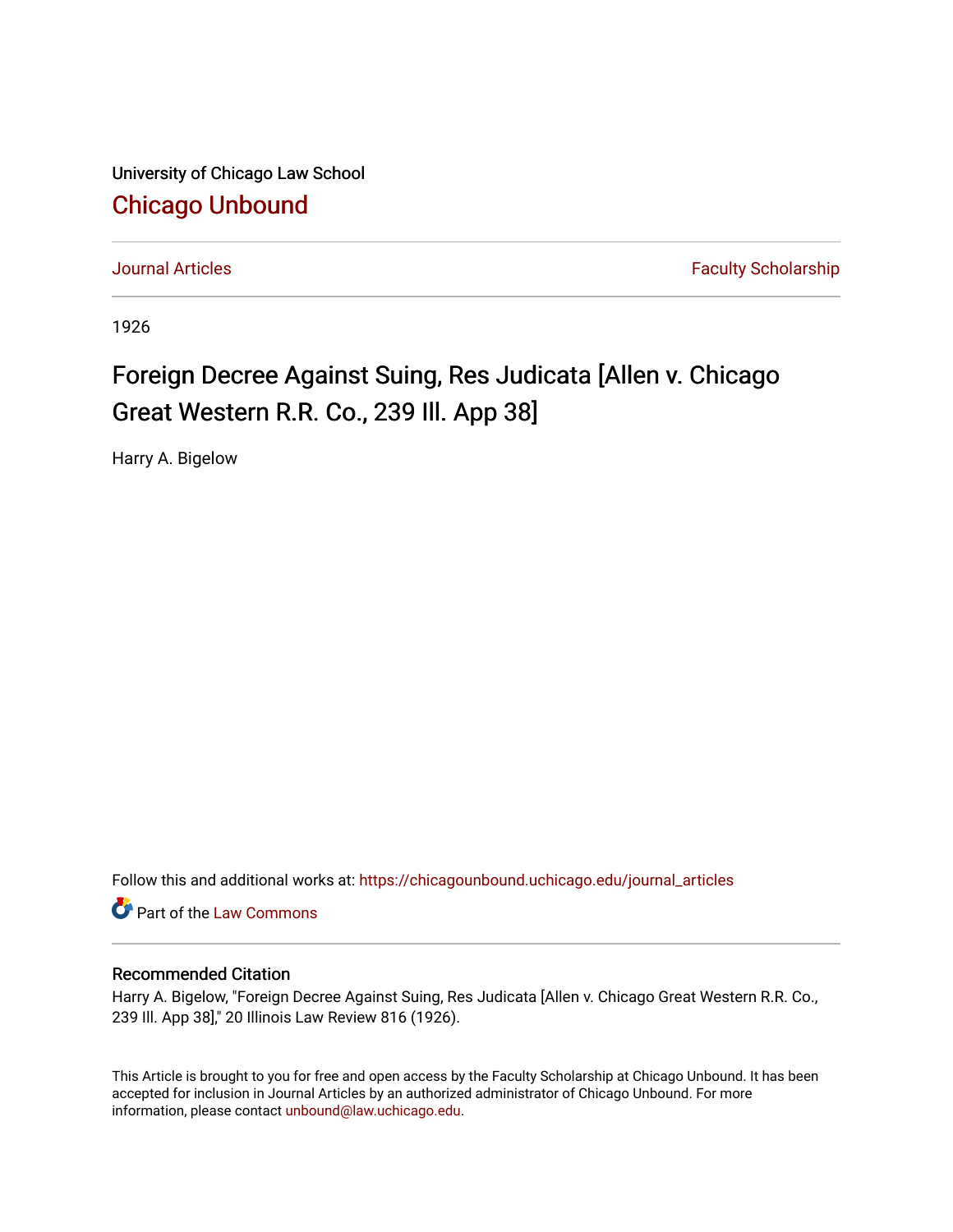University of Chicago Law School

## Chicago Unbound

Journal Articles | Faculty Scholarship

1926

# Foreign Decree Against Suing, Res Judicata [Allen v. Chicago Great Western R.R. Co., 239 Ill. App 38]

Harry A. Bigelow

Follow this and additional works at: https://chicagounbound.uchicago.edu/journal_articles

Part of the Law Commons

### Recommended Citation

Harry A. Bigelow, "Foreign Decree Against Suing, Res Judicata [Allen v. Chicago Great Western R.R. Co., 239 Ill. App 38]," 20 Illinois Law Review 816 (1926).

This Article is brought to you for free and open access by the Faculty Scholarship at Chicago Unbound. It has been accepted for inclusion in Journal Articles by an authorized administrator of Chicago Unbound. For more information, please contact unbound@law.uchicago.edu.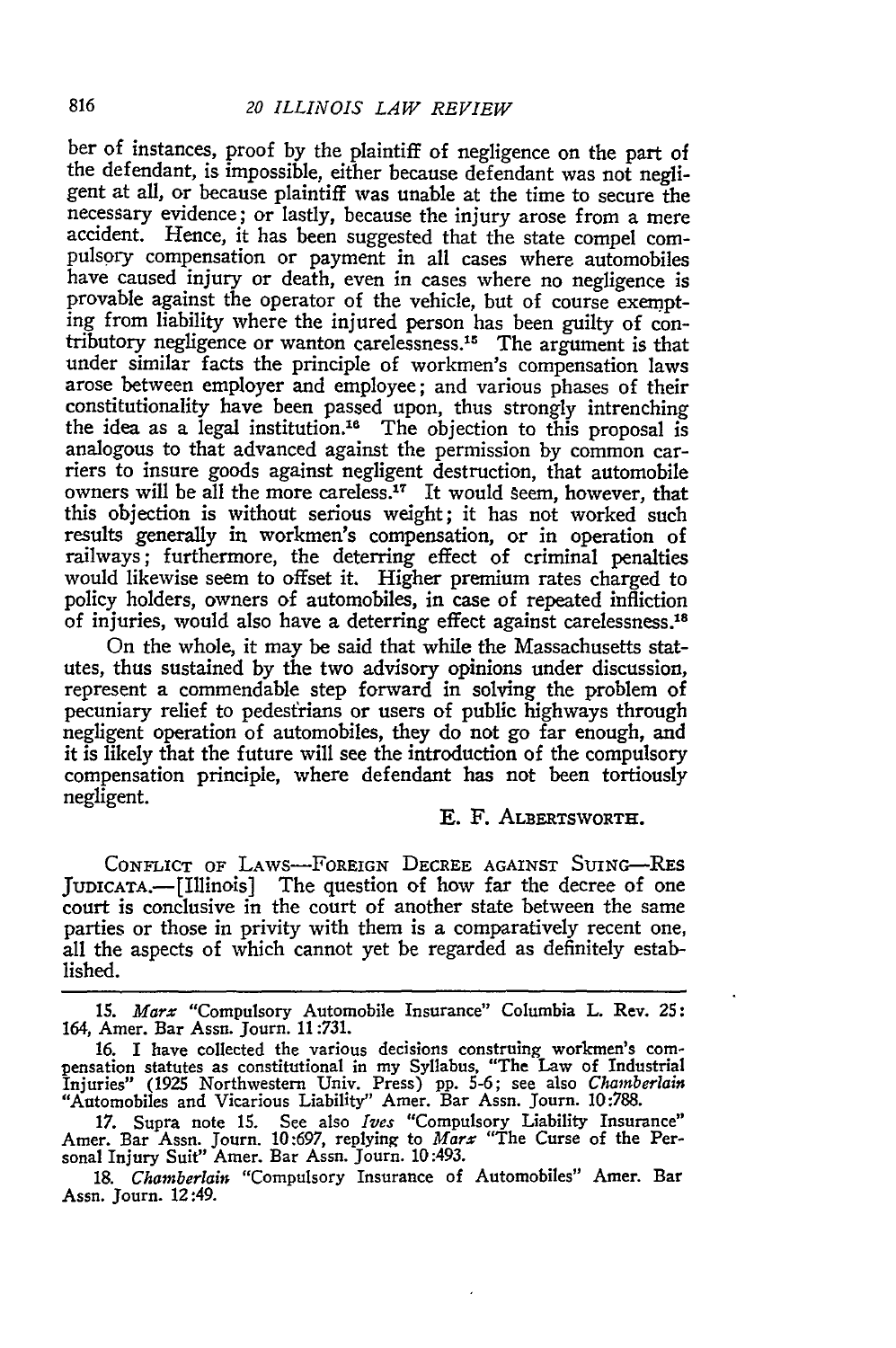ber of instances, proof by the plaintiff of negligence on the part of the defendant, is impossible, either because defendant was not negligent at all, or because plaintiff was unable at the time to secure the necessary evidence; or lastly, because the injury arose from a mere accident. Hence, it has been suggested that the state compel compulsory compensation or payment in all cases where automobiles have caused injury or death, even in cases where no negligence is provable against the operator of the vehicle, but of course exempting from liability where the injured person has been guilty of contributory negligence or wanton carelessness.[15] The argument is that under similar facts the principle of workmen's compensation laws arose between employer and employee; and various phases of their constitutionality have been passed upon, thus strongly intrenching the idea as a legal institution.[16] The objection to this proposal is analogous to that advanced against the permission by common carriers to insure goods against negligent destruction, that automobile owners will be all the more careless.[17] It would seem, however, that this objection is without serious weight; it has not worked such results generally in workmen's compensation, or in operation of railways; furthermore, the deterring effect of criminal penalties would likewise seem to offset it. Higher premium rates charged to policy holders, owners of automobiles, in case of repeated infliction of injuries, would also have a deterring effect against carelessness.[18]

On the whole, it may be said that while the Massachusetts statutes, thus sustained by the two advisory opinions under discussion, represent a commendable step forward in solving the problem of pecuniary relief to pedestrians or users of public highways through negligent operation of automobiles, they do not go far enough, and it is likely that the future will see the introduction of the compulsory compensation principle, where defendant has not been tortiously negligent.

E. F. ALBERTSWORTH.

CONFLICT OF LAWS—FOREIGN DECREE AGAINST SUING—RES JUDICATA.—[Illinois] The question of how far the decree of one court is conclusive in the court of another state between the same parties or those in privity with them is a comparatively recent one, all the aspects of which cannot yet be regarded as definitely established.

---

15. *Marx* "Compulsory Automobile Insurance" Columbia L. Rev. 25: 164, Amer. Bar Assn. Journ. 11:731.

16. I have collected the various decisions construing workmen's compensation statutes as constitutional in my Syllabus, "The Law of Industrial Injuries" (1925 Northwestern Univ. Press) pp. 5-6; see also *Chamberlain* "Automobiles and Vicarious Liability" Amer. Bar Assn. Journ. 10:788.

17. Supra note 15. See also *Ives* "Compulsory Liability Insurance" Amer. Bar Assn. Journ. 10:697, replying to *Marx* "The Curse of the Personal Injury Suit" Amer. Bar Assn. Journ. 10:493.

18. *Chamberlain* "Compulsory Insurance of Automobiles" Amer. Bar Assn. Journ. 12:49.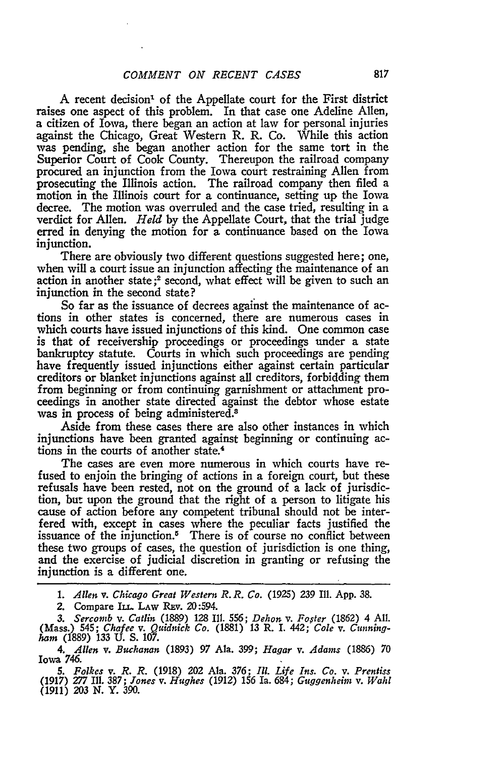A recent decision[1] of the Appellate court for the First district raises one aspect of this problem. In that case one Adeline Allen, a citizen of Iowa, there began an action at law for personal injuries against the Chicago, Great Western R. R. Co. While this action was pending, she began another action for the same tort in the Superior Court of Cook County. Thereupon the railroad company procured an injunction from the Iowa court restraining Allen from prosecuting the Illinois action. The railroad company then filed a motion in the Illinois court for a continuance, setting up the Iowa decree. The motion was overruled and the case tried, resulting in a verdict for Allen. *Held* by the Appellate Court, that the trial judge erred in denying the motion for a continuance based on the Iowa injunction.

There are obviously two different questions suggested here; one, when will a court issue an injunction affecting the maintenance of an action in another state;[2] second, what effect will be given to such an injunction in the second state?

So far as the issuance of decrees against the maintenance of actions in other states is concerned, there are numerous cases in which courts have issued injunctions of this kind. One common case is that of receivership proceedings or proceedings under a state bankruptcy statute. Courts in which such proceedings are pending have frequently issued injunctions either against certain particular creditors or blanket injunctions against all creditors, forbidding them from beginning or from continuing garnishment or attachment proceedings in another state directed against the debtor whose estate was in process of being administered.[3]

Aside from these cases there are also other instances in which injunctions have been granted against beginning or continuing actions in the courts of another state.[4]

The cases are even more numerous in which courts have refused to enjoin the bringing of actions in a foreign court, but these refusals have been rested, not on the ground of a lack of jurisdiction, but upon the ground that the right of a person to litigate his cause of action before any competent tribunal should not be interfered with, except in cases where the peculiar facts justified the issuance of the injunction.[5] There is of course no conflict between these two groups of cases, the question of jurisdiction is one thing, and the exercise of judicial discretion in granting or refusing the injunction is a different one.

---

1. *Allen* v. *Chicago Great Western R. R. Co.* (1925) 239 Ill. App. 38.

2. Compare ILL. LAW REV. 20:594.

3. *Sercomb* v. *Catlin* (1889) 128 Ill. 556; *Dehon* v. *Foster* (1862) 4 All. (Mass.) 545; *Chafee* v. *Quidnick Co.* (1881) 13 R. I. 442; *Cole* v. *Cunningham* (1889) 133 U. S. 107.

4. *Allen* v. *Buchanan* (1893) 97 Ala. 399; *Hagar* v. *Adams* (1886) 70 Iowa 746.

5. *Folkes* v. *R. R.* (1918) 202 Ala. 376; *Ill. Life Ins. Co.* v. *Prentiss* (1917) 277 Ill. 387; *Jones* v. *Hughes* (1912) 156 Ia. 684; *Guggenheim* v. *Wahl* (1911) 203 N. Y. 390.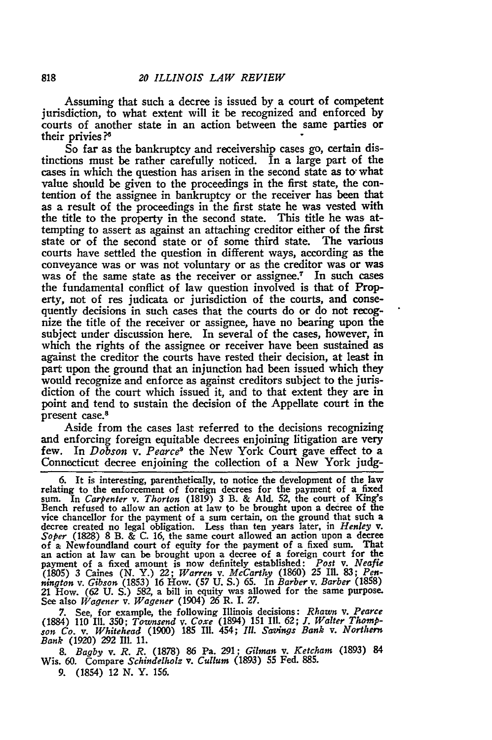Assuming that such a decree is issued by a court of competent jurisdiction, to what extent will it be recognized and enforced by courts of another state in an action between the same parties or their privies?[6]

So far as the bankruptcy and receivership cases go, certain distinctions must be rather carefully noticed. In a large part of the cases in which the question has arisen in the second state as to what value should be given to the proceedings in the first state, the contention of the assignee in bankruptcy or the receiver has been that as a result of the proceedings in the first state he was vested with the title to the property in the second state. This title he was attempting to assert as against an attaching creditor either of the first state or of the second state or of some third state. The various courts have settled the question in different ways, according as the conveyance was or was not voluntary or as the creditor was or was was of the same state as the receiver or assignee.[7] In such cases the fundamental conflict of law question involved is that of Property, not of res judicata or jurisdiction of the courts, and consequently decisions in such cases that the courts do or do not recognize the title of the receiver or assignee, have no bearing upon the subject under discussion here. In several of the cases, however, in which the rights of the assignee or receiver have been sustained as against the creditor the courts have rested their decision, at least in part upon the ground that an injunction had been issued which they would recognize and enforce as against creditors subject to the jurisdiction of the court which issued it, and to that extent they are in point and tend to sustain the decision of the Appellate court in the present case.[8]

Aside from the cases last referred to the decisions recognizing and enforcing foreign equitable decrees enjoining litigation are very few. In *Dobson* v. *Pearce*[9] the New York Court gave effect to a Connecticut decree enjoining the collection of a New York judg-

6. It is interesting, parenthetically, to notice the development of the law relating to the enforcement of foreign decrees for the payment of a fixed sum. In *Carpenter* v. *Thorton* (1819) 3 B. & Ald. 52, the court of King's Bench refused to allow an action at law to be brought upon a decree of the vice chancellor for the payment of a sum certain, on the ground that such a decree created no legal obligation. Less than ten years later, in *Henley* v. *Soper* (1828) 8 B. & C. 16, the same court allowed an action upon a decree of a Newfoundland court of equity for the payment of a fixed sum. That an action at law can be brought upon a decree of a foreign court for the payment of a fixed amount is now definitely established: *Post* v. *Neafie* (1805) 3 Caines (N. Y.) 22; *Warren* v. *McCarthy* (1860) 25 Ill. 83; *Pennington* v. *Gibson* (1853) 16 How. (57 U. S.) 65. In *Barber* v. *Barber* (1858) 21 How. (62 U. S.) 582, a bill in equity was allowed for the same purpose. See also *Wagener* v. *Wagener* (1904) 26 R. I. 27.

7. See, for example, the following Illinois decisions: *Rhawn* v. *Pearce* (1884) 110 Ill. 350; *Townsend* v. *Coxe* (1894) 151 Ill. 62; *J. Walter Thompson Co.* v. *Whitehead* (1900) 185 Ill. 454; *Ill. Savings Bank* v. *Northern Bank* (1920) 292 Ill. 11.

8. *Bagby* v. *R. R.* (1878) 86 Pa. 291; *Gilman* v. *Ketcham* (1893) 84 Wis. 60. Compare *Schindelholz* v. *Cullum* (1893) 55 Fed. 885.

9. (1854) 12 N. Y. 156.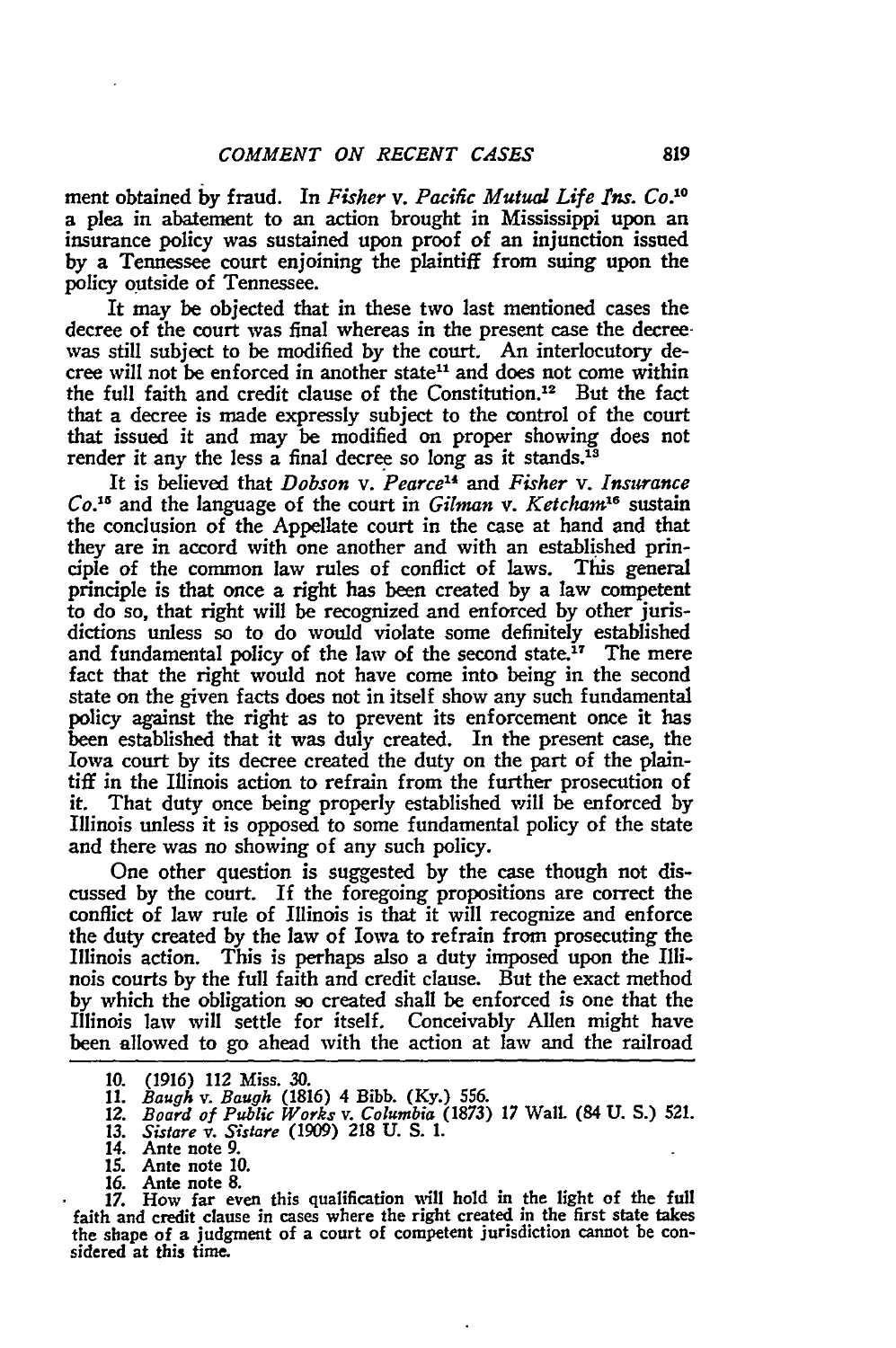ment obtained by fraud. In *Fisher* v. *Pacific Mutual Life Ins. Co.*[10] a plea in abatement to an action brought in Mississippi upon an insurance policy was sustained upon proof of an injunction issued by a Tennessee court enjoining the plaintiff from suing upon the policy outside of Tennessee.

It may be objected that in these two last mentioned cases the decree of the court was final whereas in the present case the decree was still subject to be modified by the court. An interlocutory decree will not be enforced in another state[11] and does not come within the full faith and credit clause of the Constitution.[12] But the fact that a decree is made expressly subject to the control of the court that issued it and may be modified on proper showing does not render it any the less a final decree so long as it stands.[13]

It is believed that *Dobson* v. *Pearce*[14] and *Fisher* v. *Insurance Co.*[15] and the language of the court in *Gilman* v. *Ketcham*[16] sustain the conclusion of the Appellate court in the case at hand and that they are in accord with one another and with an established principle of the common law rules of conflict of laws. This general principle is that once a right has been created by a law competent to do so, that right will be recognized and enforced by other jurisdictions unless so to do would violate some definitely established and fundamental policy of the law of the second state.[17] The mere fact that the right would not have come into being in the second state on the given facts does not in itself show any such fundamental policy against the right as to prevent its enforcement once it has been established that it was duly created. In the present case, the Iowa court by its decree created the duty on the part of the plaintiff in the Illinois action to refrain from the further prosecution of it. That duty once being properly established will be enforced by Illinois unless it is opposed to some fundamental policy of the state and there was no showing of any such policy.

One other question is suggested by the case though not discussed by the court. If the foregoing propositions are correct the conflict of law rule of Illinois is that it will recognize and enforce the duty created by the law of Iowa to refrain from prosecuting the Illinois action. This is perhaps also a duty imposed upon the Illinois courts by the full faith and credit clause. But the exact method by which the obligation so created shall be enforced is one that the Illinois law will settle for itself. Conceivably Allen might have been allowed to go ahead with the action at law and the railroad

---

10. (1916) 112 Miss. 30.
11. *Baugh* v. *Baugh* (1816) 4 Bibb. (Ky.) 556.
12. *Board of Public Works* v. *Columbia* (1873) 17 Wall. (84 U. S.) 521.
13. *Sistare* v. *Sistare* (1909) 218 U. S. 1.
14. Ante note 9.
15. Ante note 10.
16. Ante note 8.
17. How far even this qualification will hold in the light of the full faith and credit clause in cases where the right created in the first state takes the shape of a judgment of a court of competent jurisdiction cannot be considered at this time.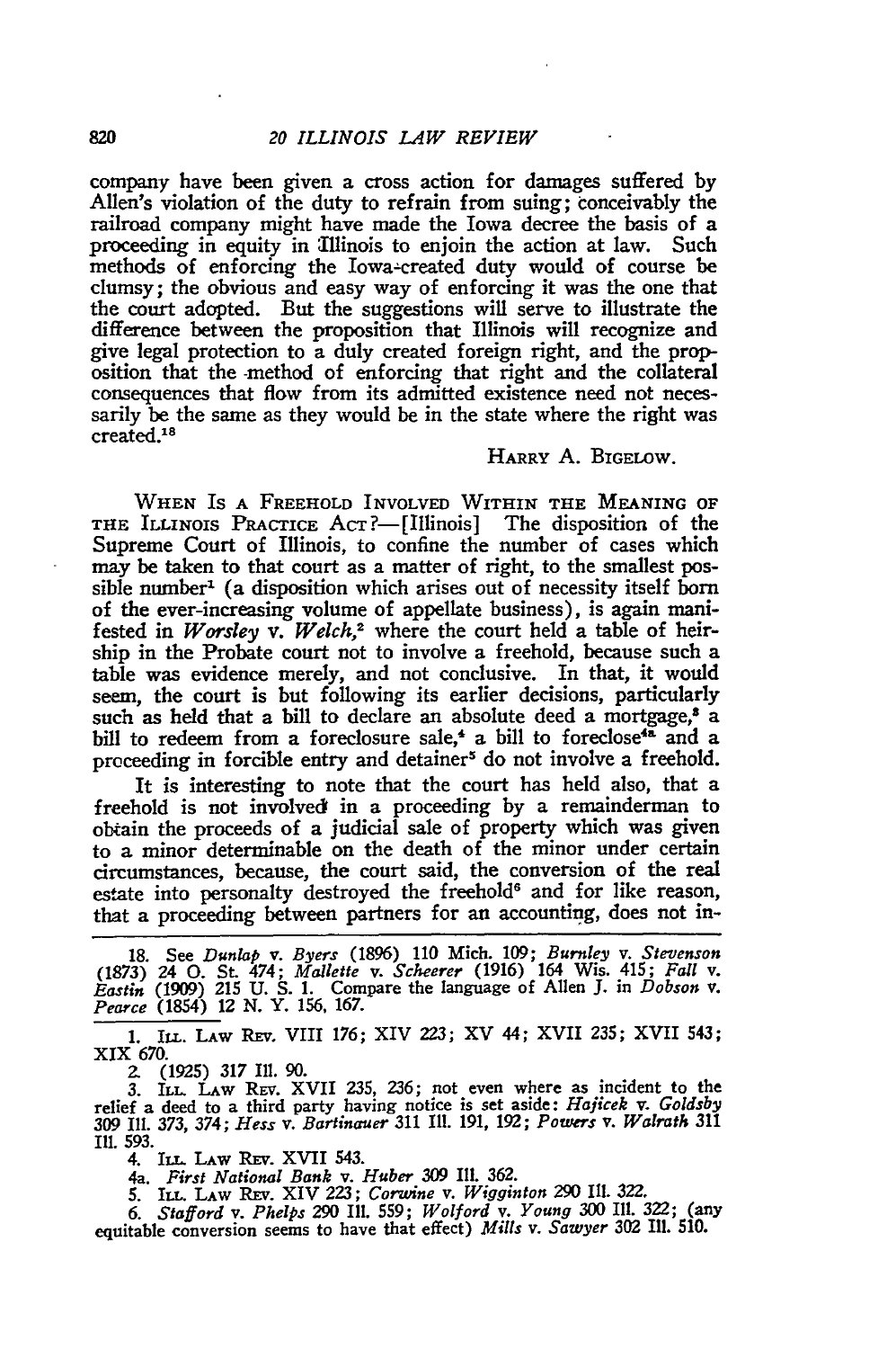company have been given a cross action for damages suffered by Allen's violation of the duty to refrain from suing; conceivably the railroad company might have made the Iowa decree the basis of a proceeding in equity in Illinois to enjoin the action at law. Such methods of enforcing the Iowa-created duty would of course be clumsy; the obvious and easy way of enforcing it was the one that the court adopted. But the suggestions will serve to illustrate the difference between the proposition that Illinois will recognize and give legal protection to a duly created foreign right, and the proposition that the method of enforcing that right and the collateral consequences that flow from its admitted existence need not necessarily be the same as they would be in the state where the right was created.[18]

HARRY A. BIGELOW.

WHEN IS A FREEHOLD INVOLVED WITHIN THE MEANING OF THE ILLINOIS PRACTICE ACT?—[Illinois] The disposition of the Supreme Court of Illinois, to confine the number of cases which may be taken to that court as a matter of right, to the smallest possible number[1] (a disposition which arises out of necessity itself born of the ever-increasing volume of appellate business), is again manifested in *Worsley* v. *Welch*,[2] where the court held a table of heirship in the Probate court not to involve a freehold, because such a table was evidence merely, and not conclusive. In that, it would seem, the court is but following its earlier decisions, particularly such as held that a bill to declare an absolute deed a mortgage,[3] a bill to redeem from a foreclosure sale,[4] a bill to foreclose[4a] and a proceeding in forcible entry and detainer[5] do not involve a freehold.

It is interesting to note that the court has held also, that a freehold is not involved in a proceeding by a remainderman to obtain the proceeds of a judicial sale of property which was given to a minor determinable on the death of the minor under certain circumstances, because, the court said, the conversion of the real estate into personalty destroyed the freehold[6] and for like reason, that a proceeding between partners for an accounting, does not in-

---

18. See *Dunlap* v. *Byers* (1896) 110 Mich. 109; *Burnley* v. *Stevenson* (1873) 24 O. St. 474; *Mallette* v. *Scheerer* (1916) 164 Wis. 415; *Fall* v. *Eastin* (1909) 215 U. S. 1. Compare the language of Allen J. in *Dobson* v. *Pearce* (1854) 12 N. Y. 156, 167.

1. ILL. LAW REV. VIII 176; XIV 223; XV 44; XVII 235; XVII 543; XIX 670.

2. (1925) 317 Ill. 90.

3. ILL. LAW REV. XVII 235, 236; not even where as incident to the relief a deed to a third party having notice is set aside: *Hajicek* v. *Goldsby* 309 Ill. 373, 374; *Hess* v. *Bartinauer* 311 Ill. 191, 192; *Powers* v. *Walrath* 311 Ill. 593.

4. ILL. LAW REV. XVII 543.

4a. *First National Bank* v. *Huber* 309 Ill. 362.

5. ILL. LAW REV. XIV 223; *Corwine* v. *Wigginton* 290 Ill. 322.

6. *Stafford* v. *Phelps* 290 Ill. 559; *Wolford* v. *Young* 300 Ill. 322; (any equitable conversion seems to have that effect) *Mills* v. *Sawyer* 302 Ill. 510.